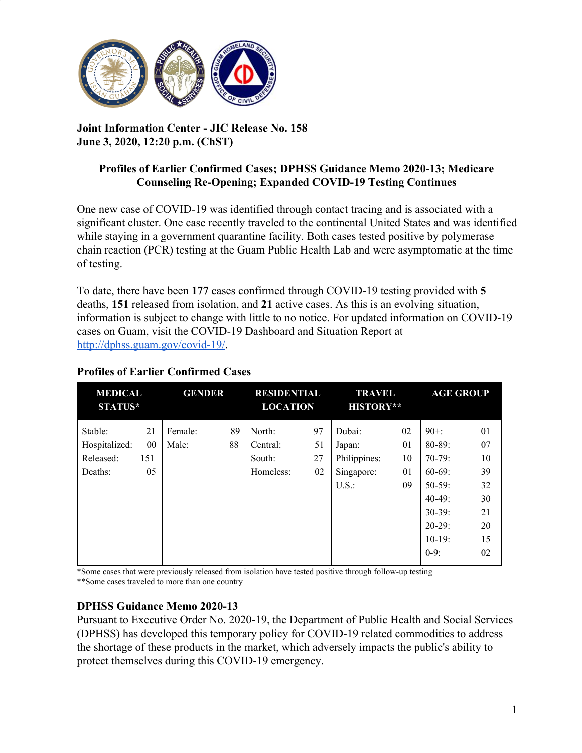**Joint Information Center - JIC Release No. 158**
**June 3, 2020, 12:20 p.m. (ChST)**

**Profiles of Earlier Confirmed Cases; DPHSS Guidance Memo 2020-13; Medicare Counseling Re-Opening; Expanded COVID-19 Testing Continues**

One new case of COVID-19 was identified through contact tracing and is associated with a significant cluster. One case recently traveled to the continental United States and was identified while staying in a government quarantine facility. Both cases tested positive by polymerase chain reaction (PCR) testing at the Guam Public Health Lab and were asymptomatic at the time of testing.

To date, there have been **177** cases confirmed through COVID-19 testing provided with **5** deaths, **151** released from isolation, and **21** active cases. As this is an evolving situation, information is subject to change with little to no notice. For updated information on COVID-19 cases on Guam, visit the COVID-19 Dashboard and Situation Report at http://dphss.guam.gov/covid-19/.

## Profiles of Earlier Confirmed Cases

| MEDICAL STATUS* | | GENDER | | RESIDENTIAL LOCATION | | TRAVEL HISTORY** | | AGE GROUP | |
|---|---|---|---|---|---|---|---|---|---|
| Stable: | 21 | Female: | 89 | North: | 97 | Dubai: | 02 | 90+: | 01 |
| Hospitalized: | 00 | Male: | 88 | Central: | 51 | Japan: | 01 | 80-89: | 07 |
| Released: | 151 | | | South: | 27 | Philippines: | 10 | 70-79: | 10 |
| Deaths: | 05 | | | Homeless: | 02 | Singapore: | 01 | 60-69: | 39 |
| | | | | | | U.S.: | 09 | 50-59: | 32 |
| | | | | | | | | 40-49: | 30 |
| | | | | | | | | 30-39: | 21 |
| | | | | | | | | 20-29: | 20 |
| | | | | | | | | 10-19: | 15 |
| | | | | | | | | 0-9: | 02 |

*Some cases that were previously released from isolation have tested positive through follow-up testing
**Some cases traveled to more than one country

## DPHSS Guidance Memo 2020-13

Pursuant to Executive Order No. 2020-19, the Department of Public Health and Social Services (DPHSS) has developed this temporary policy for COVID-19 related commodities to address the shortage of these products in the market, which adversely impacts the public's ability to protect themselves during this COVID-19 emergency.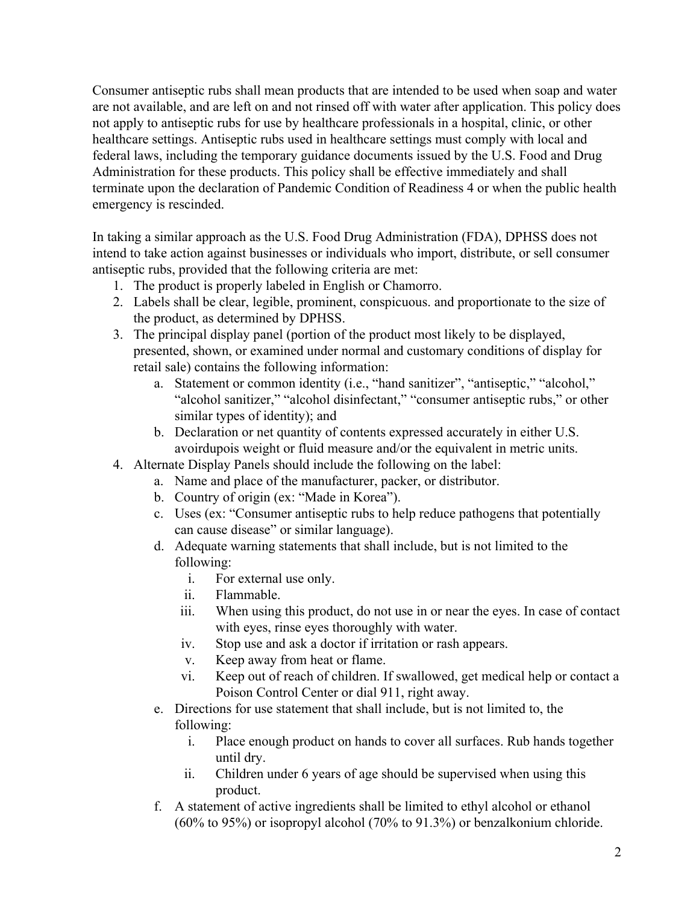Consumer antiseptic rubs shall mean products that are intended to be used when soap and water are not available, and are left on and not rinsed off with water after application. This policy does not apply to antiseptic rubs for use by healthcare professionals in a hospital, clinic, or other healthcare settings. Antiseptic rubs used in healthcare settings must comply with local and federal laws, including the temporary guidance documents issued by the U.S. Food and Drug Administration for these products. This policy shall be effective immediately and shall terminate upon the declaration of Pandemic Condition of Readiness 4 or when the public health emergency is rescinded.

In taking a similar approach as the U.S. Food Drug Administration (FDA), DPHSS does not intend to take action against businesses or individuals who import, distribute, or sell consumer antiseptic rubs, provided that the following criteria are met:

1. The product is properly labeled in English or Chamorro.
2. Labels shall be clear, legible, prominent, conspicuous. and proportionate to the size of the product, as determined by DPHSS.
3. The principal display panel (portion of the product most likely to be displayed, presented, shown, or examined under normal and customary conditions of display for retail sale) contains the following information:
   a. Statement or common identity (i.e., "hand sanitizer", "antiseptic," "alcohol," "alcohol sanitizer," "alcohol disinfectant," "consumer antiseptic rubs," or other similar types of identity); and
   b. Declaration or net quantity of contents expressed accurately in either U.S. avoirdupois weight or fluid measure and/or the equivalent in metric units.
4. Alternate Display Panels should include the following on the label:
   a. Name and place of the manufacturer, packer, or distributor.
   b. Country of origin (ex: "Made in Korea").
   c. Uses (ex: "Consumer antiseptic rubs to help reduce pathogens that potentially can cause disease" or similar language).
   d. Adequate warning statements that shall include, but is not limited to the following:
      i. For external use only.
      ii. Flammable.
      iii. When using this product, do not use in or near the eyes. In case of contact with eyes, rinse eyes thoroughly with water.
      iv. Stop use and ask a doctor if irritation or rash appears.
      v. Keep away from heat or flame.
      vi. Keep out of reach of children. If swallowed, get medical help or contact a Poison Control Center or dial 911, right away.
   e. Directions for use statement that shall include, but is not limited to, the following:
      i. Place enough product on hands to cover all surfaces. Rub hands together until dry.
      ii. Children under 6 years of age should be supervised when using this product.
   f. A statement of active ingredients shall be limited to ethyl alcohol or ethanol (60% to 95%) or isopropyl alcohol (70% to 91.3%) or benzalkonium chloride.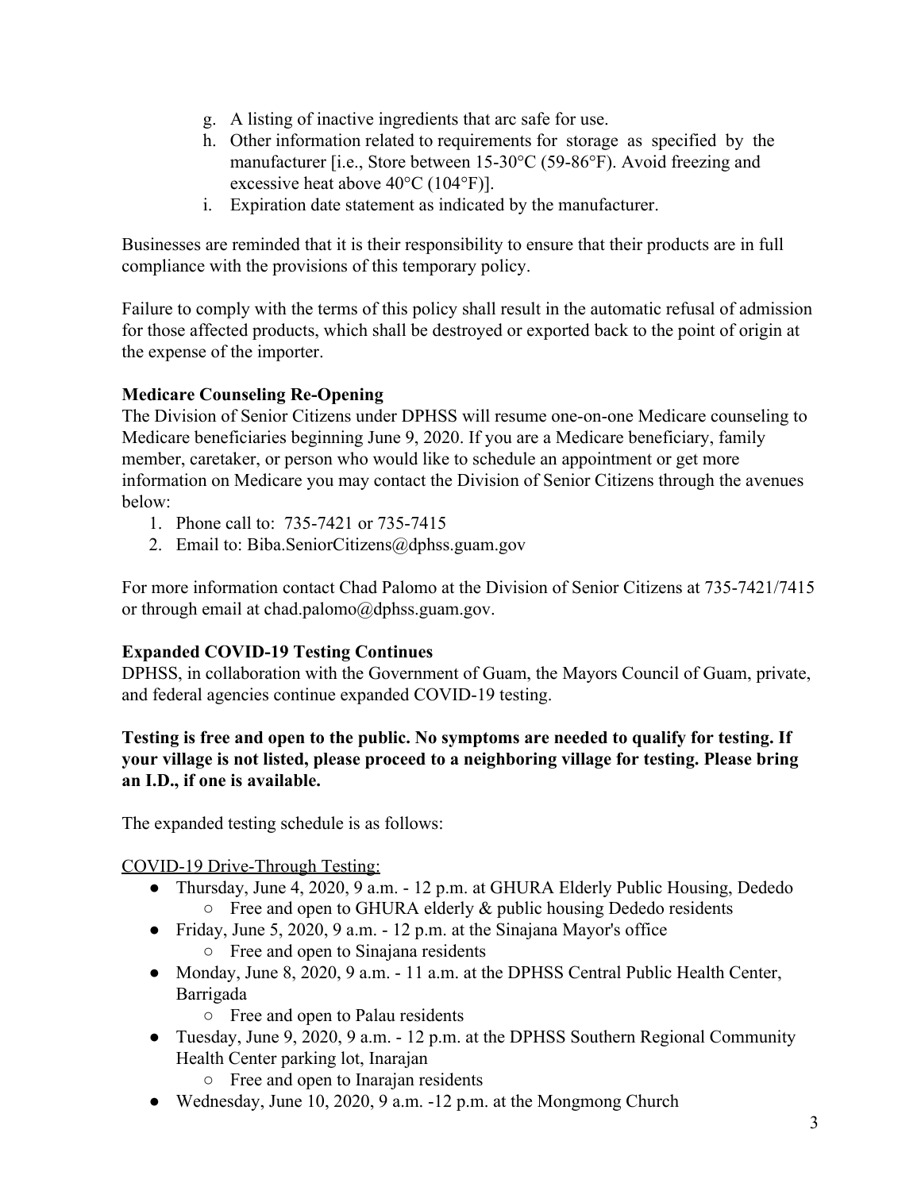g. A listing of inactive ingredients that arc safe for use.
h. Other information related to requirements for storage as specified by the manufacturer [i.e., Store between 15-30°C (59-86°F). Avoid freezing and excessive heat above 40°C (104°F)].
i. Expiration date statement as indicated by the manufacturer.

Businesses are reminded that it is their responsibility to ensure that their products are in full compliance with the provisions of this temporary policy.

Failure to comply with the terms of this policy shall result in the automatic refusal of admission for those affected products, which shall be destroyed or exported back to the point of origin at the expense of the importer.

**Medicare Counseling Re-Opening**

The Division of Senior Citizens under DPHSS will resume one-on-one Medicare counseling to Medicare beneficiaries beginning June 9, 2020. If you are a Medicare beneficiary, family member, caretaker, or person who would like to schedule an appointment or get more information on Medicare you may contact the Division of Senior Citizens through the avenues below:

1. Phone call to: 735-7421 or 735-7415
2. Email to: Biba.SeniorCitizens@dphss.guam.gov

For more information contact Chad Palomo at the Division of Senior Citizens at 735-7421/7415 or through email at chad.palomo@dphss.guam.gov.

**Expanded COVID-19 Testing Continues**

DPHSS, in collaboration with the Government of Guam, the Mayors Council of Guam, private, and federal agencies continue expanded COVID-19 testing.

**Testing is free and open to the public. No symptoms are needed to qualify for testing. If your village is not listed, please proceed to a neighboring village for testing. Please bring an I.D., if one is available.**

The expanded testing schedule is as follows:

COVID-19 Drive-Through Testing:

- Thursday, June 4, 2020, 9 a.m. - 12 p.m. at GHURA Elderly Public Housing, Dededo
  - Free and open to GHURA elderly & public housing Dededo residents
- Friday, June 5, 2020, 9 a.m. - 12 p.m. at the Sinajana Mayor's office
  - Free and open to Sinajana residents
- Monday, June 8, 2020, 9 a.m. - 11 a.m. at the DPHSS Central Public Health Center, Barrigada
  - Free and open to Palau residents
- Tuesday, June 9, 2020, 9 a.m. - 12 p.m. at the DPHSS Southern Regional Community Health Center parking lot, Inarajan
  - Free and open to Inarajan residents
- Wednesday, June 10, 2020, 9 a.m. -12 p.m. at the Mongmong Church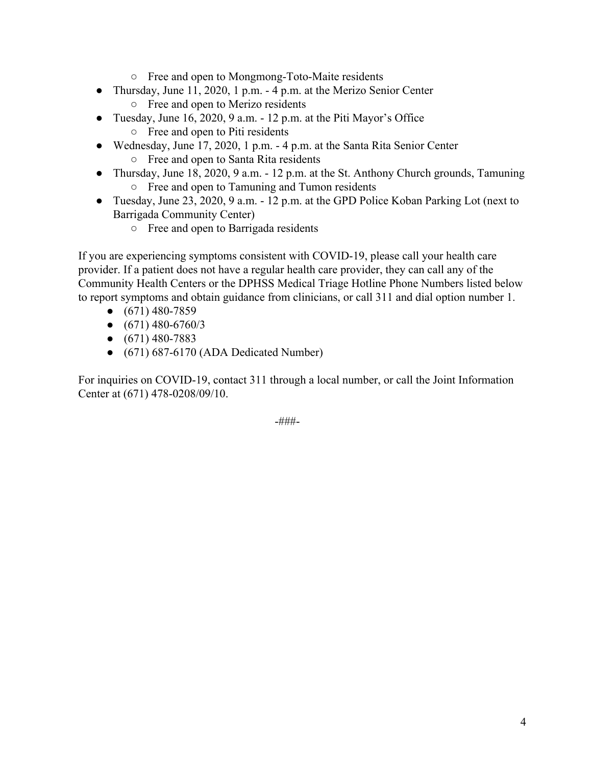- Free and open to Mongmong-Toto-Maite residents
- Thursday, June 11, 2020, 1 p.m. - 4 p.m. at the Merizo Senior Center
    - Free and open to Merizo residents
- Tuesday, June 16, 2020, 9 a.m. - 12 p.m. at the Piti Mayor's Office
    - Free and open to Piti residents
- Wednesday, June 17, 2020, 1 p.m. - 4 p.m. at the Santa Rita Senior Center
    - Free and open to Santa Rita residents
- Thursday, June 18, 2020, 9 a.m. - 12 p.m. at the St. Anthony Church grounds, Tamuning
    - Free and open to Tamuning and Tumon residents
- Tuesday, June 23, 2020, 9 a.m. - 12 p.m. at the GPD Police Koban Parking Lot (next to Barrigada Community Center)
    - Free and open to Barrigada residents

If you are experiencing symptoms consistent with COVID-19, please call your health care provider. If a patient does not have a regular health care provider, they can call any of the Community Health Centers or the DPHSS Medical Triage Hotline Phone Numbers listed below to report symptoms and obtain guidance from clinicians, or call 311 and dial option number 1.

- (671) 480-7859
- (671) 480-6760/3
- (671) 480-7883
- (671) 687-6170 (ADA Dedicated Number)

For inquiries on COVID-19, contact 311 through a local number, or call the Joint Information Center at (671) 478-0208/09/10.

-###-